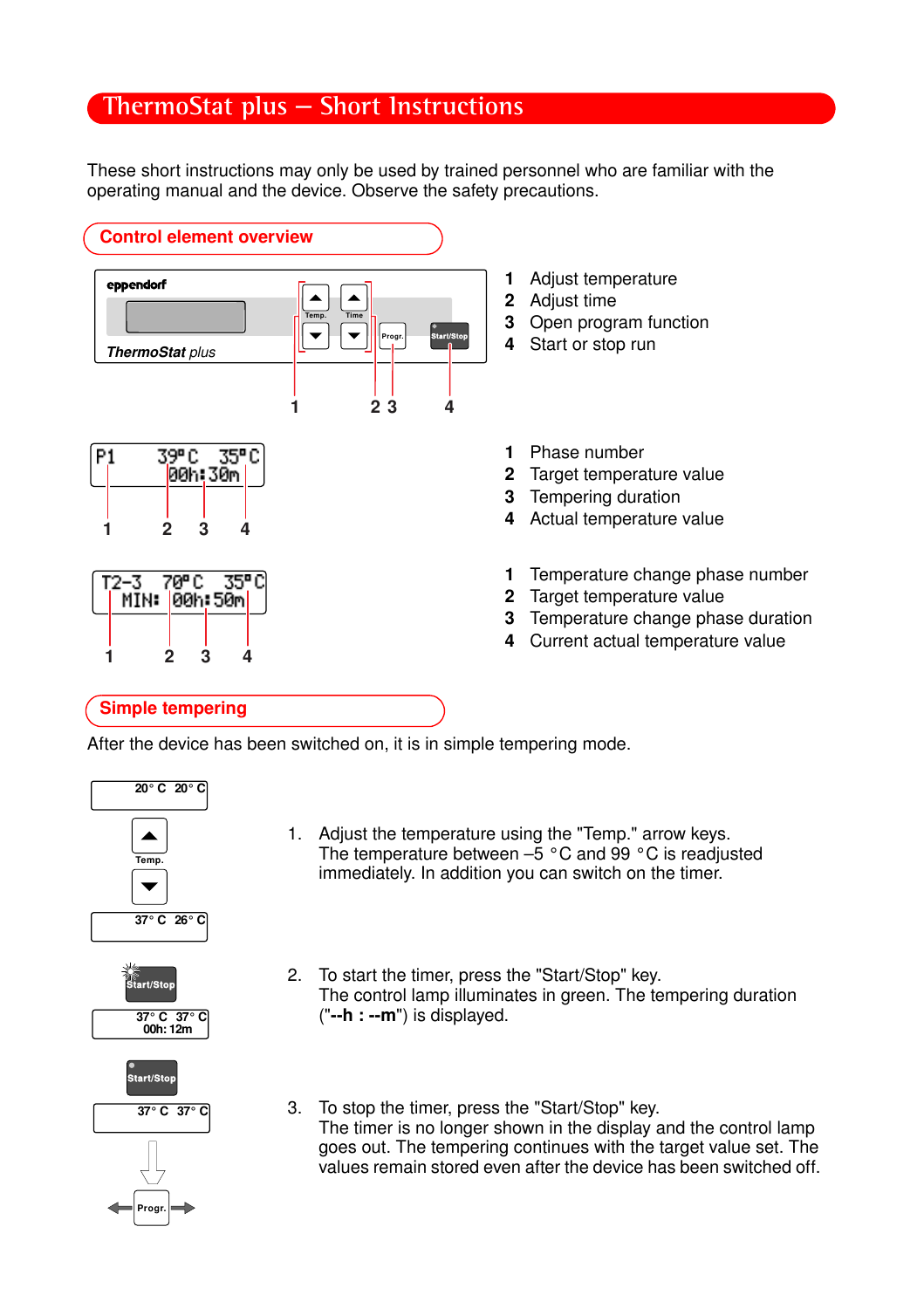# ThermoStat plus – Short Instructions

These short instructions may only be used by trained personnel who are familiar with the operating manual and the device. Observe the safety precautions.

## Control element overview

1. Adjust temperature
2. Adjust time
3. Open program function
4. Start or stop run

P1 39°C 35°C 00h:30m

1. Phase number
2. Target temperature value
3. Tempering duration
4. Actual temperature value

T2-3 70°C 35°C MIN: 00h:50m

1. Temperature change phase number
2. Target temperature value
3. Temperature change phase duration
4. Current actual temperature value

## Simple tempering

After the device has been switched on, it is in simple tempering mode.

1. Adjust the temperature using the "Temp." arrow keys. The temperature between –5 °C and 99 °C is readjusted immediately. In addition you can switch on the timer.
2. To start the timer, press the "Start/Stop" key. The control lamp illuminates in green. The tempering duration ("**--h : --m**") is displayed.
3. To stop the timer, press the "Start/Stop" key. The timer is no longer shown in the display and the control lamp goes out. The tempering continues with the target value set. The values remain stored even after the device has been switched off.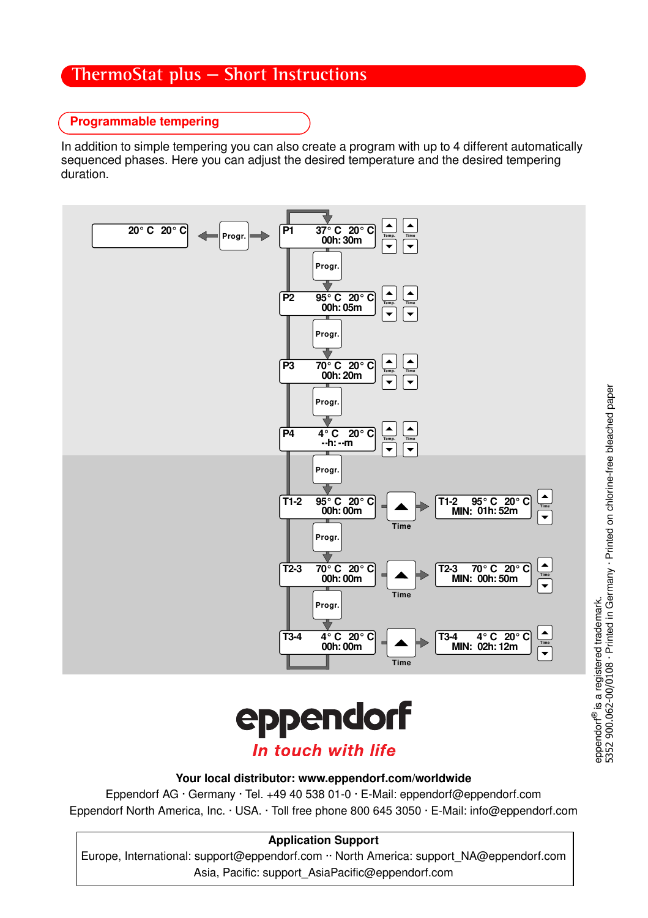# ThermoStat plus – Short Instructions

## Programmable tempering

In addition to simple tempering you can also create a program with up to 4 different automatically sequenced phases. Here you can adjust the desired temperature and the desired tempering duration.

20° C 20° C

Progr.

P1 37° C 20° C 00h: 30m

Temp. Time

Progr.

P2 95° C 20° C 00h: 05m

Temp. Time

Progr.

P3 70° C 20° C 00h: 20m

Temp. Time

Progr.

P4 4° C 20° C --h: --m

Temp. Time

Progr.

T1-2 95° C 20° C 00h: 00m

Time

T1-2 95° C 20° C MIN: 01h: 52m

Time

Progr.

T2-3 70° C 20° C 00h: 00m

Time

T2-3 70° C 20° C MIN: 00h: 50m

Time

Progr.

T3-4 4° C 20° C 00h: 00m

Time

T3-4 4° C 20° C MIN: 02h: 12m

Time

**eppendorf**

*In touch with life*

**Your local distributor: www.eppendorf.com/worldwide**

Eppendorf AG · Germany · Tel. +49 40 538 01-0 · E-Mail: eppendorf@eppendorf.com

Eppendorf North America, Inc. · USA. · Toll free phone 800 645 3050 · E-Mail: info@eppendorf.com

**Application Support**

Europe, International: support@eppendorf.com ·· North America: support_NA@eppendorf.com

Asia, Pacific: support_AsiaPacific@eppendorf.com

eppendorf® is a registered trademark.

5352 900.062-00/0108 · Printed in Germany · Printed on chlorine-free bleached paper